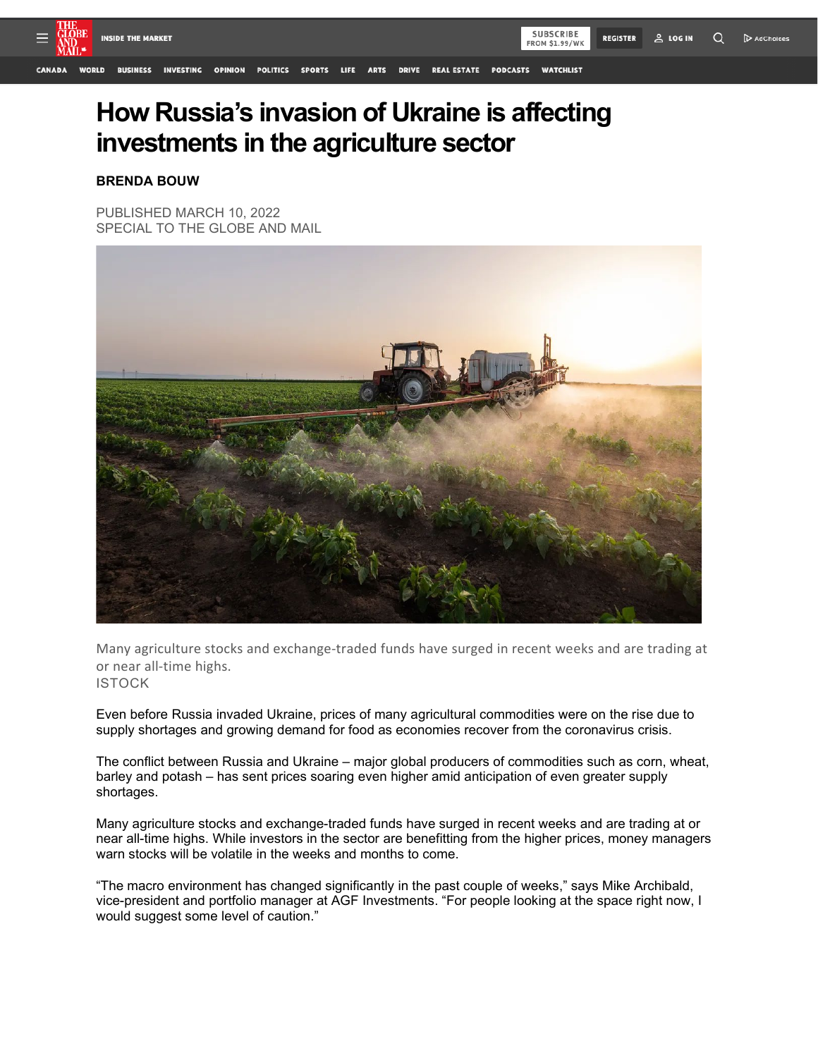# How Russia's invasion of Ukraine is affecting investments in the agriculture sector

**BRENDA BOUW**

PUBLISHED MARCH 10, 2022
SPECIAL TO THE GLOBE AND MAIL

Many agriculture stocks and exchange-traded funds have surged in recent weeks and are trading at or near all-time highs.
ISTOCK

Even before Russia invaded Ukraine, prices of many agricultural commodities were on the rise due to supply shortages and growing demand for food as economies recover from the coronavirus crisis.

The conflict between Russia and Ukraine – major global producers of commodities such as corn, wheat, barley and potash – has sent prices soaring even higher amid anticipation of even greater supply shortages.

Many agriculture stocks and exchange-traded funds have surged in recent weeks and are trading at or near all-time highs. While investors in the sector are benefitting from the higher prices, money managers warn stocks will be volatile in the weeks and months to come.

"The macro environment has changed significantly in the past couple of weeks," says Mike Archibald, vice-president and portfolio manager at AGF Investments. "For people looking at the space right now, I would suggest some level of caution."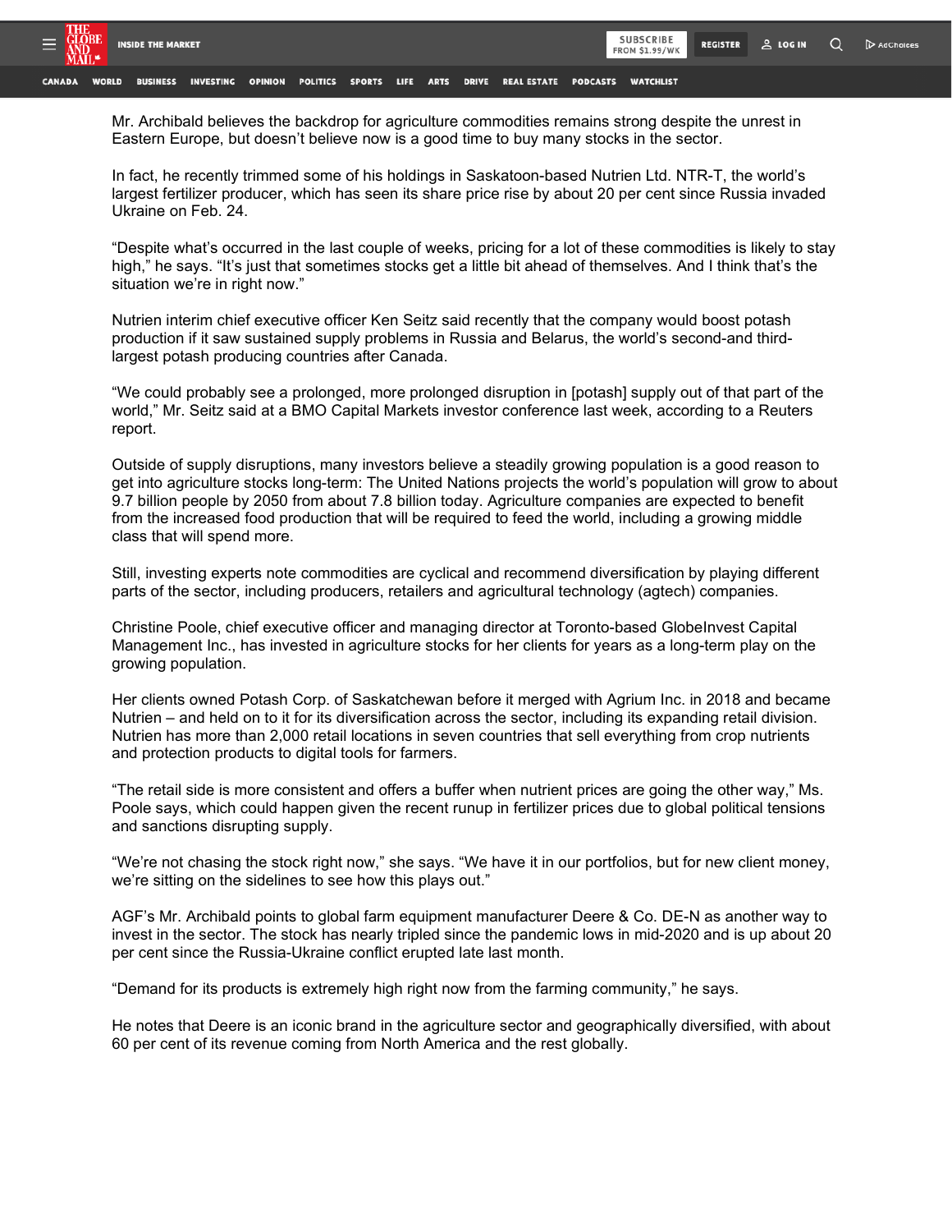Mr. Archibald believes the backdrop for agriculture commodities remains strong despite the unrest in Eastern Europe, but doesn't believe now is a good time to buy many stocks in the sector.

In fact, he recently trimmed some of his holdings in Saskatoon-based Nutrien Ltd. NTR-T, the world's largest fertilizer producer, which has seen its share price rise by about 20 per cent since Russia invaded Ukraine on Feb. 24.

"Despite what's occurred in the last couple of weeks, pricing for a lot of these commodities is likely to stay high," he says. "It's just that sometimes stocks get a little bit ahead of themselves. And I think that's the situation we're in right now."

Nutrien interim chief executive officer Ken Seitz said recently that the company would boost potash production if it saw sustained supply problems in Russia and Belarus, the world's second-and third-largest potash producing countries after Canada.

"We could probably see a prolonged, more prolonged disruption in [potash] supply out of that part of the world," Mr. Seitz said at a BMO Capital Markets investor conference last week, according to a Reuters report.

Outside of supply disruptions, many investors believe a steadily growing population is a good reason to get into agriculture stocks long-term: The United Nations projects the world's population will grow to about 9.7 billion people by 2050 from about 7.8 billion today. Agriculture companies are expected to benefit from the increased food production that will be required to feed the world, including a growing middle class that will spend more.

Still, investing experts note commodities are cyclical and recommend diversification by playing different parts of the sector, including producers, retailers and agricultural technology (agtech) companies.

Christine Poole, chief executive officer and managing director at Toronto-based GlobeInvest Capital Management Inc., has invested in agriculture stocks for her clients for years as a long-term play on the growing population.

Her clients owned Potash Corp. of Saskatchewan before it merged with Agrium Inc. in 2018 and became Nutrien – and held on to it for its diversification across the sector, including its expanding retail division. Nutrien has more than 2,000 retail locations in seven countries that sell everything from crop nutrients and protection products to digital tools for farmers.

"The retail side is more consistent and offers a buffer when nutrient prices are going the other way," Ms. Poole says, which could happen given the recent runup in fertilizer prices due to global political tensions and sanctions disrupting supply.

"We're not chasing the stock right now," she says. "We have it in our portfolios, but for new client money, we're sitting on the sidelines to see how this plays out."

AGF's Mr. Archibald points to global farm equipment manufacturer Deere & Co. DE-N as another way to invest in the sector. The stock has nearly tripled since the pandemic lows in mid-2020 and is up about 20 per cent since the Russia-Ukraine conflict erupted late last month.

"Demand for its products is extremely high right now from the farming community," he says.

He notes that Deere is an iconic brand in the agriculture sector and geographically diversified, with about 60 per cent of its revenue coming from North America and the rest globally.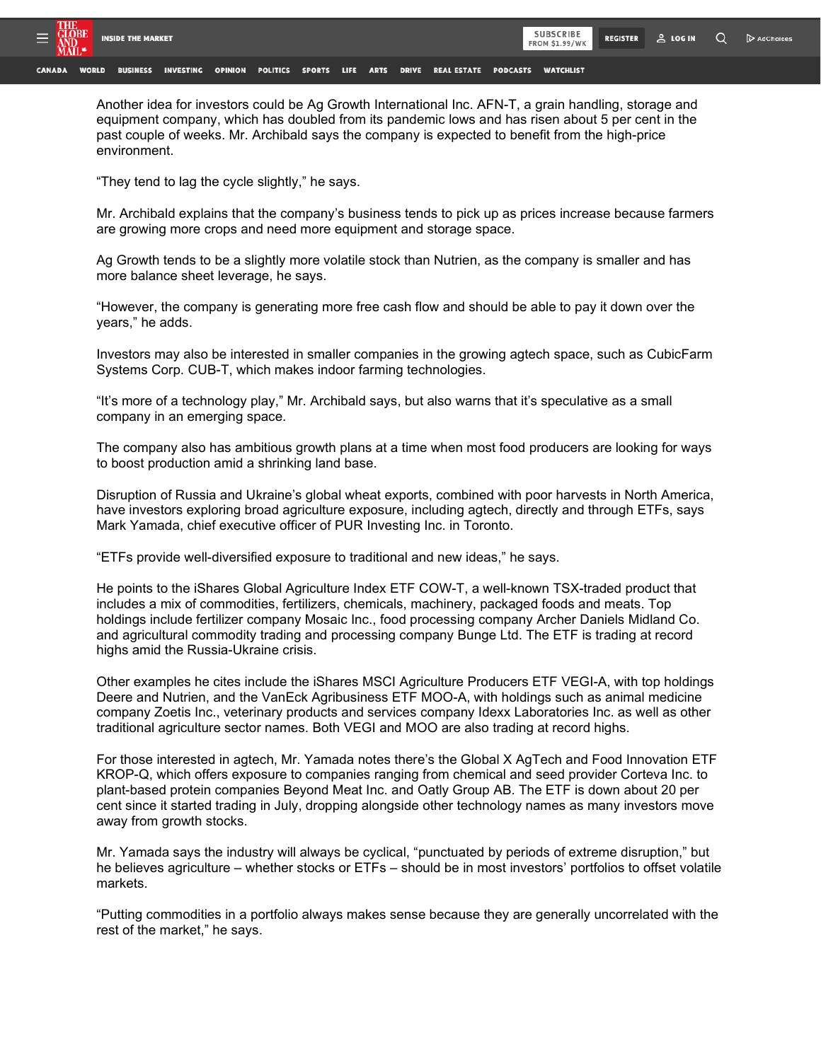Another idea for investors could be Ag Growth International Inc. AFN-T, a grain handling, storage and equipment company, which has doubled from its pandemic lows and has risen about 5 per cent in the past couple of weeks. Mr. Archibald says the company is expected to benefit from the high-price environment.

“They tend to lag the cycle slightly,” he says.

Mr. Archibald explains that the company’s business tends to pick up as prices increase because farmers are growing more crops and need more equipment and storage space.

Ag Growth tends to be a slightly more volatile stock than Nutrien, as the company is smaller and has more balance sheet leverage, he says.

“However, the company is generating more free cash flow and should be able to pay it down over the years,” he adds.

Investors may also be interested in smaller companies in the growing agtech space, such as CubicFarm Systems Corp. CUB-T, which makes indoor farming technologies.

“It’s more of a technology play,” Mr. Archibald says, but also warns that it’s speculative as a small company in an emerging space.

The company also has ambitious growth plans at a time when most food producers are looking for ways to boost production amid a shrinking land base.

Disruption of Russia and Ukraine’s global wheat exports, combined with poor harvests in North America, have investors exploring broad agriculture exposure, including agtech, directly and through ETFs, says Mark Yamada, chief executive officer of PUR Investing Inc. in Toronto.

“ETFs provide well-diversified exposure to traditional and new ideas,” he says.

He points to the iShares Global Agriculture Index ETF COW-T, a well-known TSX-traded product that includes a mix of commodities, fertilizers, chemicals, machinery, packaged foods and meats. Top holdings include fertilizer company Mosaic Inc., food processing company Archer Daniels Midland Co. and agricultural commodity trading and processing company Bunge Ltd. The ETF is trading at record highs amid the Russia-Ukraine crisis.

Other examples he cites include the iShares MSCI Agriculture Producers ETF VEGI-A, with top holdings Deere and Nutrien, and the VanEck Agribusiness ETF MOO-A, with holdings such as animal medicine company Zoetis Inc., veterinary products and services company Idexx Laboratories Inc. as well as other traditional agriculture sector names. Both VEGI and MOO are also trading at record highs.

For those interested in agtech, Mr. Yamada notes there’s the Global X AgTech and Food Innovation ETF KROP-Q, which offers exposure to companies ranging from chemical and seed provider Corteva Inc. to plant-based protein companies Beyond Meat Inc. and Oatly Group AB. The ETF is down about 20 per cent since it started trading in July, dropping alongside other technology names as many investors move away from growth stocks.

Mr. Yamada says the industry will always be cyclical, “punctuated by periods of extreme disruption,” but he believes agriculture – whether stocks or ETFs – should be in most investors’ portfolios to offset volatile markets.

“Putting commodities in a portfolio always makes sense because they are generally uncorrelated with the rest of the market,” he says.